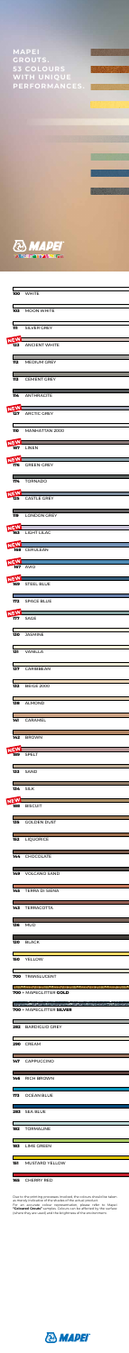# MAPEI GROUTS. 53 COLOURS WITH UNIQUE PERFORMANCES.

MAPEI

- 100 WHITE
- 103 MOON WHITE
- 111 SILVER GREY
- NEW 123 ANCIENT WHITE
- 112 MEDIUM GREY
- 113 CEMENT GREY
- 114 ANTHRACITE
- NEW 117 ARCTIC GREY
- 110 MANHATTAN 2000
- NEW 187 LINEN
- NEW 176 GREEN-GREY
- 174 TORNADO
- NEW 125 CASTLE GREY
- 119 LONDON GREY
- NEW 163 LIGHT LILAC
- NEW 168 CERULEAN
- NEW 147 AVIO
- NEW 169 STEEL BLUE
- 172 SPACE BLUE
- NEW 177 SAGE
- 130 JASMINE
- 131 VANILLA
- 137 CARIBBEAN
- 132 BEIGE 2000
- 138 ALMOND
- 141 CARAMEL
- 142 BROWN
- NEW 189 SPELT
- 133 SAND
- 134 SILK
- NEW 188 BISCUIT
- 135 GOLDEN DUST
- 152 LIQUORICE
- 144 CHOCOLATE
- 149 VOLCANO SAND
- 145 TERRA DI SIENA
- 143 TERRACOTTA
- 136 MUD
- 120 BLACK
- 150 YELLOW
- 700 TRANSLUCENT
- 700 + MAPEGLITTER **GOLD**
- 700 + MAPEGLITTER **SILVER**
- 282 BARDIGLIO GREY
- 290 CREAM
- 147 CAPPUCCINO
- 146 RICH BROWN
- 173 OCEAN BLUE
- 283 SEA BLUE
- 182 TORMALINE
- 183 LIME GREEN
- 151 MUSTARD YELLOW
- 165 CHERRY RED

Due to the printing processes involved, the colours should be taken as merely indicative of the shades of the actual product.
For an accurate colour representation please refer to Mapei "**Coloured Grouts**" samples. Colours can be affected by the surface (where they are used) and the brightness of the environment.

MAPEI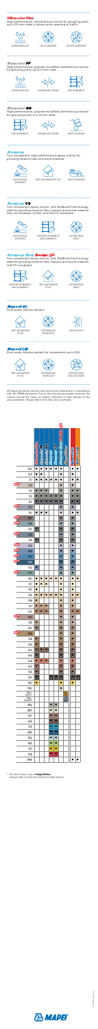## Ultracolor Plus

High-performance, cementitious mortar for grouting joints up to 20 mm wide; it allows quick opening to traffic.

WATER-REPELLENT · MOULD-RESISTANT · ANTI-EFFLORESCENCE

## Keracolor FF

High-performance, polymer-modified cementitious mortar for grouting joints up to 6 mm wide.

WATER-REPELLENT · CLEANING AND STAINS · EASY WORKABILITY

## Keracolor GG

High-performance, polymer-modified cementitious mortar for grouting joints 4 to 15 mm wide.

EASY WORKABILITY · CLEANING AND STAINS · TRAFFIC RESISTANT

## Kerapoxy

Two-component, high-performance epoxy mortar for grouting ceramic tiles and stone material.

HIGH CHEMICAL RESISTANCE · LOW EMISSION OF VOC · HACCP COMPLIANT

## Kerapoxy CQ

Two-component epoxy mortar, with BioBlock® technology, ideal for grouting ceramic tiles, mosaics and stone material. Very low emission of VOC and HACCP compliant.

HIGH CHEMICAL RESISTANCE · IMPROVED WORKABILITY AND CLEANABILITY · ANTI-BACTERIAL GROUT

## Kerapoxy Easy Design

Two-component epoxy mortar, with BioBlock® technology, ideal for grouting ceramic tiles, mosaics and stone material. HACCP compliant.

IMPROVED WORKABILITY AND CLEANABILITY · VERY LOW EMISSION OF VOC · ANTI-BACTERIAL GROUT

## Mapesil AC

Pure acetic silicone sealant.

VERY LOW EMISSION OF VOC · ANTIMICROBIAL TECHNOLOGY · HIGH ELASTICITY

## Mapesil LM

Pure acetic silicone sealant for movements up to 25%.

VERY LOW EMISSION OF VOC · ANTIMICROBIAL TECHNOLOGY · CONTACT WITH NATURAL STONE

All Mapei grouts for ceramic tiles and stone materials are in compliance with EN 13888 standards. Due to the printing processes involved, the colours should be taken as merely indicative of the shades of the actual product. Please refer to the real colour samples.

| | Ultracolor Plus | Keracolor FF | Keracolor GG | Kerapoxy | Kerapoxy CQ | Kerapoxy Easy Design | Mapesil AC | Mapesil LM |
|---|---|---|---|---|---|---|---|---|
| 100 | ● | ● | ● | ● | ● | ● | ● | ● |
| 103 | ● | ● | | | | ● | ● | ● |
| 111 | ● | ● | ● | ● | ● | ● | ● | ● |
| 120 | | | | | | ● | | |
| 112 | ● | ● | ● | ● | ● | ● | ● | ● |
| 113 | ● | ● | ● | ● | ● | ● | ● | ● |
| 114 | ● | ● | ● | ● | ● | ● | ● | ● |
| 119 | | | | | | ● | | |
| 130 | ● | ● | ● | | | ● | ● | ● |
| 115 | | | | | | ● | | |
| 116 | | | | | | ● | | |
| 174 | ● | | | | | ● | ● | |
| 118 | | | | | | ● | | |
| 119 | ● | | | | | ● | ● | |
| 140 | | | | | | ● | | |
| 146 | | | | | | ● | | |
| 166 | | | | | | ● | | |
| 172 | ● | | | | | ● | ● | |
| 177 | | | | | | ● | | |
| 130 | ● | ● | ● | ● | ● | ● | ● | ● |
| 131 | ● | ● | ● | | | ● | ● | |
| 137 | ● | | | | | ● | ● | |
| 132 | ● | ● | ● | ● | ● | ● | ● | ● |
| 138 | ● | | | | | ● | ● | |
| 141 | ● | | | | | ● | ● | |
| 142 | ● | ● | ● | | | ● | ● | |
| 150 | | | | | | ● | | |
| 133 | ● | ● | | | | ● | ● | |
| 134 | ● | ● | | | | ● | ● | |
| 156 | | | | | | ● | | |
| 135 | ● | | | | | ● | ● | |
| 152 | ● | | | | | ● | ● | |
| 144 | ● | ● | ● | | | ● | ● | |
| 149 | ● | | | | | ● | ● | |
| 145 | ● | ● | ● | | | ● | ● | |
| 143 | ● | | | | | ● | ● | |
| 136 | ● | | | | | ● | ● | |
| 120 | ● | ● | ● | ● | ● | ● | ● | ● |
| 150 | ● | | | | | ● | | ● |
| 700 | | | | | | ● | | |
| 700 GLITTER* | | | | | | ● | | |
| 282 | | | | ● | | ● | | |
| 290 | | | | ● | | ● | | |
| 147 | | | | ● | ● | ● | | |
| 148 | | | | ● | ● | ● | | |
| 170 | | | | ● | ● | ● | | |
| 280 | | | | ● | | ● | | |
| 182 | | | | ● | | ● | | |
| 183 | | | | ● | ● | ● | | |
| 151 | | | | ● | ● | ● | | |
| 148 | | | | ● | | ● | | |
| 999 | | | | | | | ● | ● |

* For the correct use of MapeGlitter please refer to relevant technical data sheets.

MAPEI